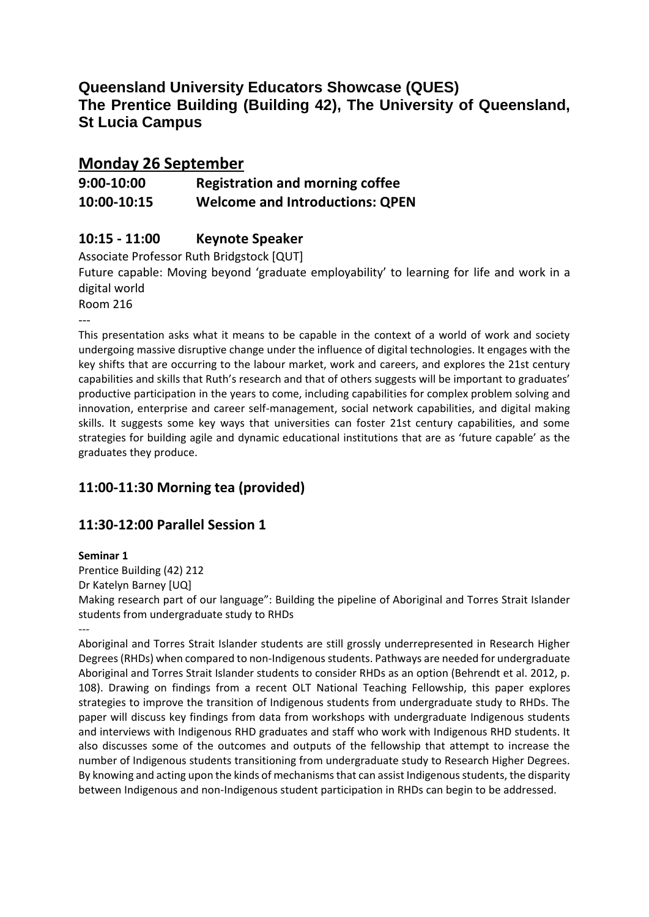# Queensland University Educators Showcase (QUES)
# The Prentice Building (Building 42), The University of Queensland, St Lucia Campus

## Monday 26 September

**9:00-10:00 Registration and morning coffee**

**10:00-10:15 Welcome and Introductions: QPEN**

### 10:15 - 11:00 Keynote Speaker

Associate Professor Ruth Bridgstock [QUT]

Future capable: Moving beyond 'graduate employability' to learning for life and work in a digital world

Room 216

---

This presentation asks what it means to be capable in the context of a world of work and society undergoing massive disruptive change under the influence of digital technologies. It engages with the key shifts that are occurring to the labour market, work and careers, and explores the 21st century capabilities and skills that Ruth's research and that of others suggests will be important to graduates' productive participation in the years to come, including capabilities for complex problem solving and innovation, enterprise and career self-management, social network capabilities, and digital making skills. It suggests some key ways that universities can foster 21st century capabilities, and some strategies for building agile and dynamic educational institutions that are as 'future capable' as the graduates they produce.

### 11:00-11:30 Morning tea (provided)

### 11:30-12:00 Parallel Session 1

**Seminar 1**

Prentice Building (42) 212

Dr Katelyn Barney [UQ]

Making research part of our language": Building the pipeline of Aboriginal and Torres Strait Islander students from undergraduate study to RHDs

---

Aboriginal and Torres Strait Islander students are still grossly underrepresented in Research Higher Degrees (RHDs) when compared to non-Indigenous students. Pathways are needed for undergraduate Aboriginal and Torres Strait Islander students to consider RHDs as an option (Behrendt et al. 2012, p. 108). Drawing on findings from a recent OLT National Teaching Fellowship, this paper explores strategies to improve the transition of Indigenous students from undergraduate study to RHDs. The paper will discuss key findings from data from workshops with undergraduate Indigenous students and interviews with Indigenous RHD graduates and staff who work with Indigenous RHD students. It also discusses some of the outcomes and outputs of the fellowship that attempt to increase the number of Indigenous students transitioning from undergraduate study to Research Higher Degrees. By knowing and acting upon the kinds of mechanisms that can assist Indigenous students, the disparity between Indigenous and non-Indigenous student participation in RHDs can begin to be addressed.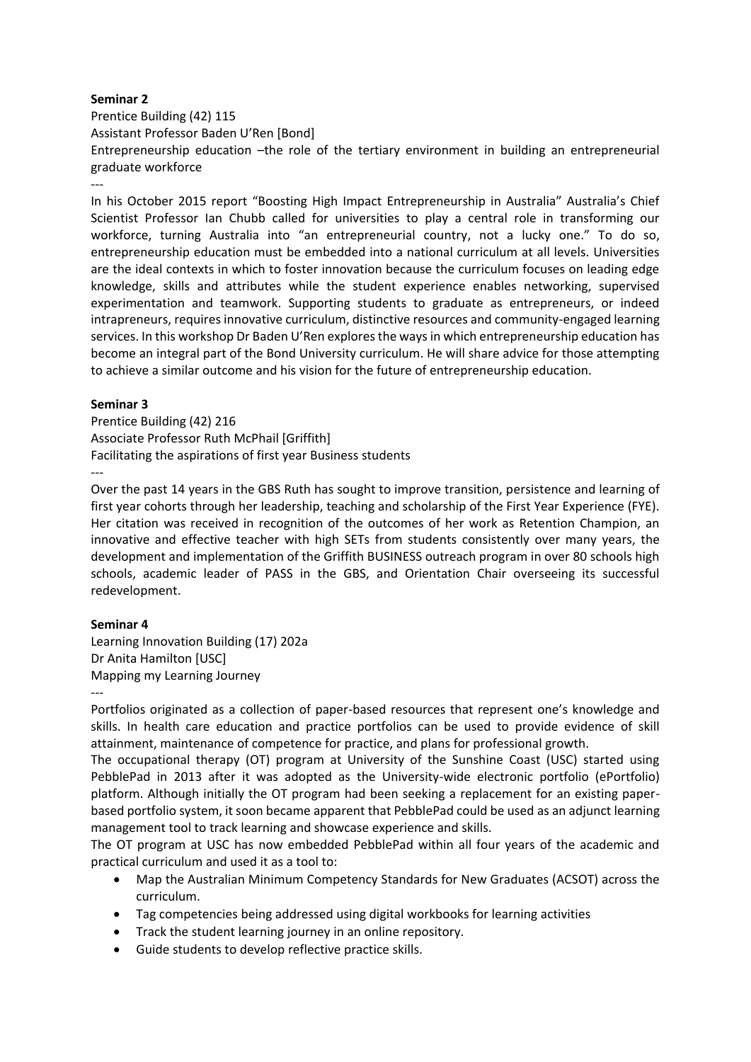**Seminar 2**

Prentice Building (42) 115

Assistant Professor Baden U'Ren [Bond]

Entrepreneurship education –the role of the tertiary environment in building an entrepreneurial graduate workforce

---

In his October 2015 report "Boosting High Impact Entrepreneurship in Australia" Australia's Chief Scientist Professor Ian Chubb called for universities to play a central role in transforming our workforce, turning Australia into "an entrepreneurial country, not a lucky one." To do so, entrepreneurship education must be embedded into a national curriculum at all levels. Universities are the ideal contexts in which to foster innovation because the curriculum focuses on leading edge knowledge, skills and attributes while the student experience enables networking, supervised experimentation and teamwork. Supporting students to graduate as entrepreneurs, or indeed intrapreneurs, requires innovative curriculum, distinctive resources and community-engaged learning services. In this workshop Dr Baden U'Ren explores the ways in which entrepreneurship education has become an integral part of the Bond University curriculum. He will share advice for those attempting to achieve a similar outcome and his vision for the future of entrepreneurship education.

**Seminar 3**

Prentice Building (42) 216

Associate Professor Ruth McPhail [Griffith]

Facilitating the aspirations of first year Business students

---

Over the past 14 years in the GBS Ruth has sought to improve transition, persistence and learning of first year cohorts through her leadership, teaching and scholarship of the First Year Experience (FYE). Her citation was received in recognition of the outcomes of her work as Retention Champion, an innovative and effective teacher with high SETs from students consistently over many years, the development and implementation of the Griffith BUSINESS outreach program in over 80 schools high schools, academic leader of PASS in the GBS, and Orientation Chair overseeing its successful redevelopment.

**Seminar 4**

Learning Innovation Building (17) 202a

Dr Anita Hamilton [USC]

Mapping my Learning Journey

---

Portfolios originated as a collection of paper-based resources that represent one's knowledge and skills. In health care education and practice portfolios can be used to provide evidence of skill attainment, maintenance of competence for practice, and plans for professional growth.

The occupational therapy (OT) program at University of the Sunshine Coast (USC) started using PebblePad in 2013 after it was adopted as the University-wide electronic portfolio (ePortfolio) platform. Although initially the OT program had been seeking a replacement for an existing paper-based portfolio system, it soon became apparent that PebblePad could be used as an adjunct learning management tool to track learning and showcase experience and skills.

The OT program at USC has now embedded PebblePad within all four years of the academic and practical curriculum and used it as a tool to:

- Map the Australian Minimum Competency Standards for New Graduates (ACSOT) across the curriculum.
- Tag competencies being addressed using digital workbooks for learning activities
- Track the student learning journey in an online repository.
- Guide students to develop reflective practice skills.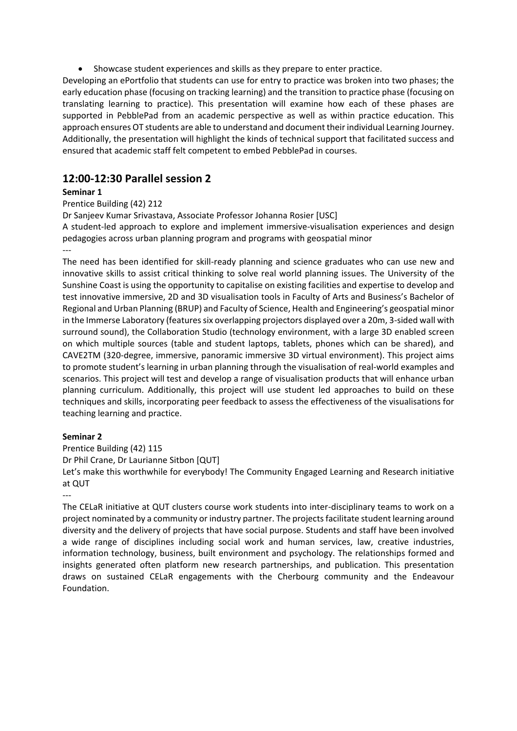- Showcase student experiences and skills as they prepare to enter practice.

Developing an ePortfolio that students can use for entry to practice was broken into two phases; the early education phase (focusing on tracking learning) and the transition to practice phase (focusing on translating learning to practice). This presentation will examine how each of these phases are supported in PebblePad from an academic perspective as well as within practice education. This approach ensures OT students are able to understand and document their individual Learning Journey. Additionally, the presentation will highlight the kinds of technical support that facilitated success and ensured that academic staff felt competent to embed PebblePad in courses.

## 12:00-12:30 Parallel session 2

**Seminar 1**

Prentice Building (42) 212

Dr Sanjeev Kumar Srivastava, Associate Professor Johanna Rosier [USC]

A student-led approach to explore and implement immersive-visualisation experiences and design pedagogies across urban planning program and programs with geospatial minor

---

The need has been identified for skill-ready planning and science graduates who can use new and innovative skills to assist critical thinking to solve real world planning issues. The University of the Sunshine Coast is using the opportunity to capitalise on existing facilities and expertise to develop and test innovative immersive, 2D and 3D visualisation tools in Faculty of Arts and Business's Bachelor of Regional and Urban Planning (BRUP) and Faculty of Science, Health and Engineering's geospatial minor in the Immerse Laboratory (features six overlapping projectors displayed over a 20m, 3-sided wall with surround sound), the Collaboration Studio (technology environment, with a large 3D enabled screen on which multiple sources (table and student laptops, tablets, phones which can be shared), and CAVE2TM (320-degree, immersive, panoramic immersive 3D virtual environment). This project aims to promote student's learning in urban planning through the visualisation of real-world examples and scenarios. This project will test and develop a range of visualisation products that will enhance urban planning curriculum. Additionally, this project will use student led approaches to build on these techniques and skills, incorporating peer feedback to assess the effectiveness of the visualisations for teaching learning and practice.

**Seminar 2**

Prentice Building (42) 115

Dr Phil Crane, Dr Laurianne Sitbon [QUT]

Let's make this worthwhile for everybody! The Community Engaged Learning and Research initiative at QUT

---

The CELaR initiative at QUT clusters course work students into inter-disciplinary teams to work on a project nominated by a community or industry partner. The projects facilitate student learning around diversity and the delivery of projects that have social purpose. Students and staff have been involved a wide range of disciplines including social work and human services, law, creative industries, information technology, business, built environment and psychology. The relationships formed and insights generated often platform new research partnerships, and publication. This presentation draws on sustained CELaR engagements with the Cherbourg community and the Endeavour Foundation.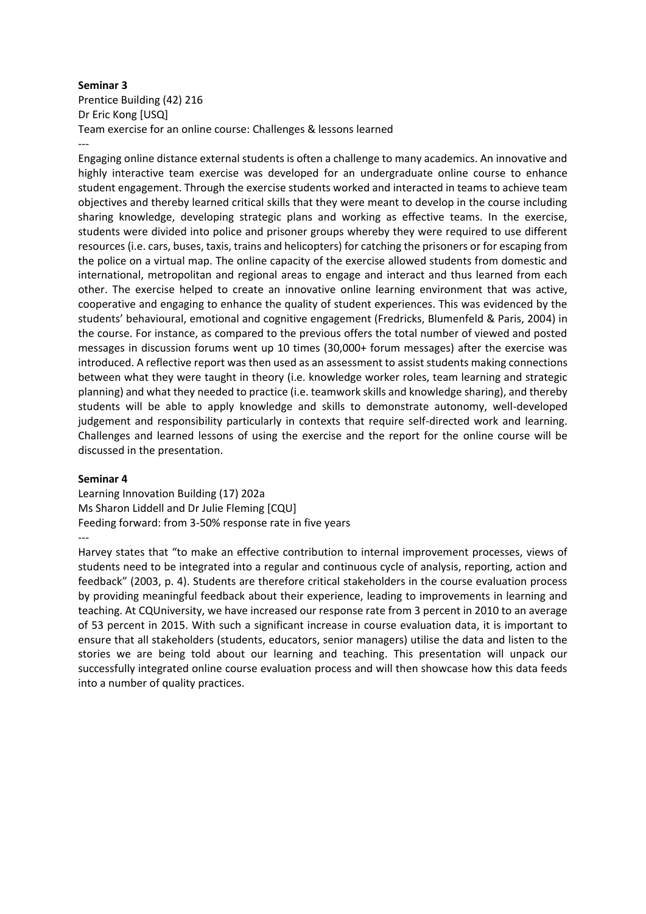**Seminar 3**

Prentice Building (42) 216

Dr Eric Kong [USQ]

Team exercise for an online course: Challenges & lessons learned

---

Engaging online distance external students is often a challenge to many academics. An innovative and highly interactive team exercise was developed for an undergraduate online course to enhance student engagement. Through the exercise students worked and interacted in teams to achieve team objectives and thereby learned critical skills that they were meant to develop in the course including sharing knowledge, developing strategic plans and working as effective teams. In the exercise, students were divided into police and prisoner groups whereby they were required to use different resources (i.e. cars, buses, taxis, trains and helicopters) for catching the prisoners or for escaping from the police on a virtual map. The online capacity of the exercise allowed students from domestic and international, metropolitan and regional areas to engage and interact and thus learned from each other. The exercise helped to create an innovative online learning environment that was active, cooperative and engaging to enhance the quality of student experiences. This was evidenced by the students' behavioural, emotional and cognitive engagement (Fredricks, Blumenfeld & Paris, 2004) in the course. For instance, as compared to the previous offers the total number of viewed and posted messages in discussion forums went up 10 times (30,000+ forum messages) after the exercise was introduced. A reflective report was then used as an assessment to assist students making connections between what they were taught in theory (i.e. knowledge worker roles, team learning and strategic planning) and what they needed to practice (i.e. teamwork skills and knowledge sharing), and thereby students will be able to apply knowledge and skills to demonstrate autonomy, well-developed judgement and responsibility particularly in contexts that require self-directed work and learning. Challenges and learned lessons of using the exercise and the report for the online course will be discussed in the presentation.

**Seminar 4**

Learning Innovation Building (17) 202a

Ms Sharon Liddell and Dr Julie Fleming [CQU]

Feeding forward: from 3-50% response rate in five years

---

Harvey states that "to make an effective contribution to internal improvement processes, views of students need to be integrated into a regular and continuous cycle of analysis, reporting, action and feedback" (2003, p. 4). Students are therefore critical stakeholders in the course evaluation process by providing meaningful feedback about their experience, leading to improvements in learning and teaching. At CQUniversity, we have increased our response rate from 3 percent in 2010 to an average of 53 percent in 2015. With such a significant increase in course evaluation data, it is important to ensure that all stakeholders (students, educators, senior managers) utilise the data and listen to the stories we are being told about our learning and teaching. This presentation will unpack our successfully integrated online course evaluation process and will then showcase how this data feeds into a number of quality practices.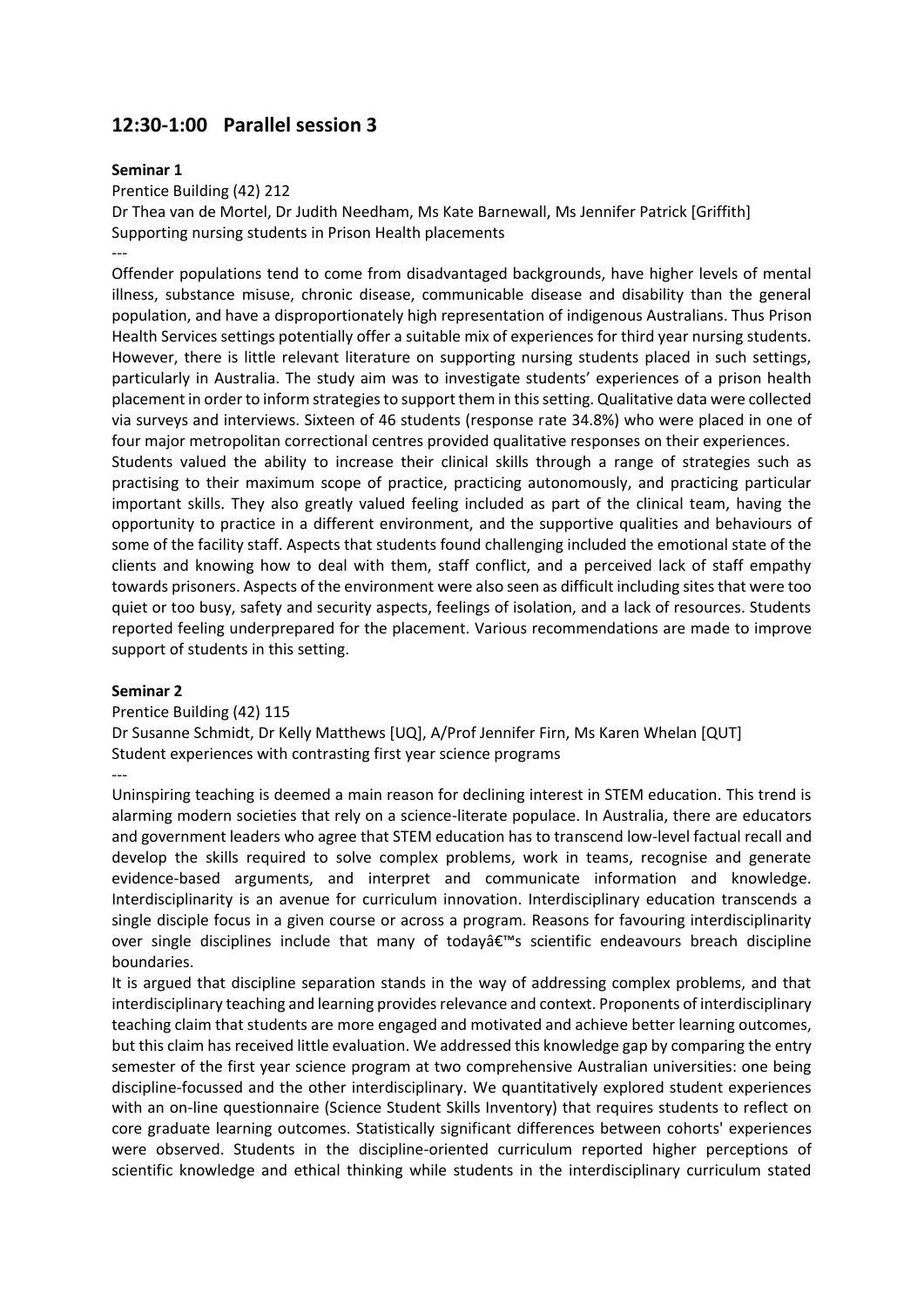## 12:30-1:00 Parallel session 3

**Seminar 1**

Prentice Building (42) 212

Dr Thea van de Mortel, Dr Judith Needham, Ms Kate Barnewall, Ms Jennifer Patrick [Griffith]

Supporting nursing students in Prison Health placements

---

Offender populations tend to come from disadvantaged backgrounds, have higher levels of mental illness, substance misuse, chronic disease, communicable disease and disability than the general population, and have a disproportionately high representation of indigenous Australians. Thus Prison Health Services settings potentially offer a suitable mix of experiences for third year nursing students. However, there is little relevant literature on supporting nursing students placed in such settings, particularly in Australia. The study aim was to investigate students' experiences of a prison health placement in order to inform strategies to support them in this setting. Qualitative data were collected via surveys and interviews. Sixteen of 46 students (response rate 34.8%) who were placed in one of four major metropolitan correctional centres provided qualitative responses on their experiences.

Students valued the ability to increase their clinical skills through a range of strategies such as practising to their maximum scope of practice, practicing autonomously, and practicing particular important skills. They also greatly valued feeling included as part of the clinical team, having the opportunity to practice in a different environment, and the supportive qualities and behaviours of some of the facility staff. Aspects that students found challenging included the emotional state of the clients and knowing how to deal with them, staff conflict, and a perceived lack of staff empathy towards prisoners. Aspects of the environment were also seen as difficult including sites that were too quiet or too busy, safety and security aspects, feelings of isolation, and a lack of resources. Students reported feeling underprepared for the placement. Various recommendations are made to improve support of students in this setting.

**Seminar 2**

Prentice Building (42) 115

Dr Susanne Schmidt, Dr Kelly Matthews [UQ], A/Prof Jennifer Firn, Ms Karen Whelan [QUT]

Student experiences with contrasting first year science programs

---

Uninspiring teaching is deemed a main reason for declining interest in STEM education. This trend is alarming modern societies that rely on a science-literate populace. In Australia, there are educators and government leaders who agree that STEM education has to transcend low-level factual recall and develop the skills required to solve complex problems, work in teams, recognise and generate evidence-based arguments, and interpret and communicate information and knowledge. Interdisciplinarity is an avenue for curriculum innovation. Interdisciplinary education transcends a single disciple focus in a given course or across a program. Reasons for favouring interdisciplinarity over single disciplines include that many of todayâ€™s scientific endeavours breach discipline boundaries.

It is argued that discipline separation stands in the way of addressing complex problems, and that interdisciplinary teaching and learning provides relevance and context. Proponents of interdisciplinary teaching claim that students are more engaged and motivated and achieve better learning outcomes, but this claim has received little evaluation. We addressed this knowledge gap by comparing the entry semester of the first year science program at two comprehensive Australian universities: one being discipline-focussed and the other interdisciplinary. We quantitatively explored student experiences with an on-line questionnaire (Science Student Skills Inventory) that requires students to reflect on core graduate learning outcomes. Statistically significant differences between cohorts' experiences were observed. Students in the discipline-oriented curriculum reported higher perceptions of scientific knowledge and ethical thinking while students in the interdisciplinary curriculum stated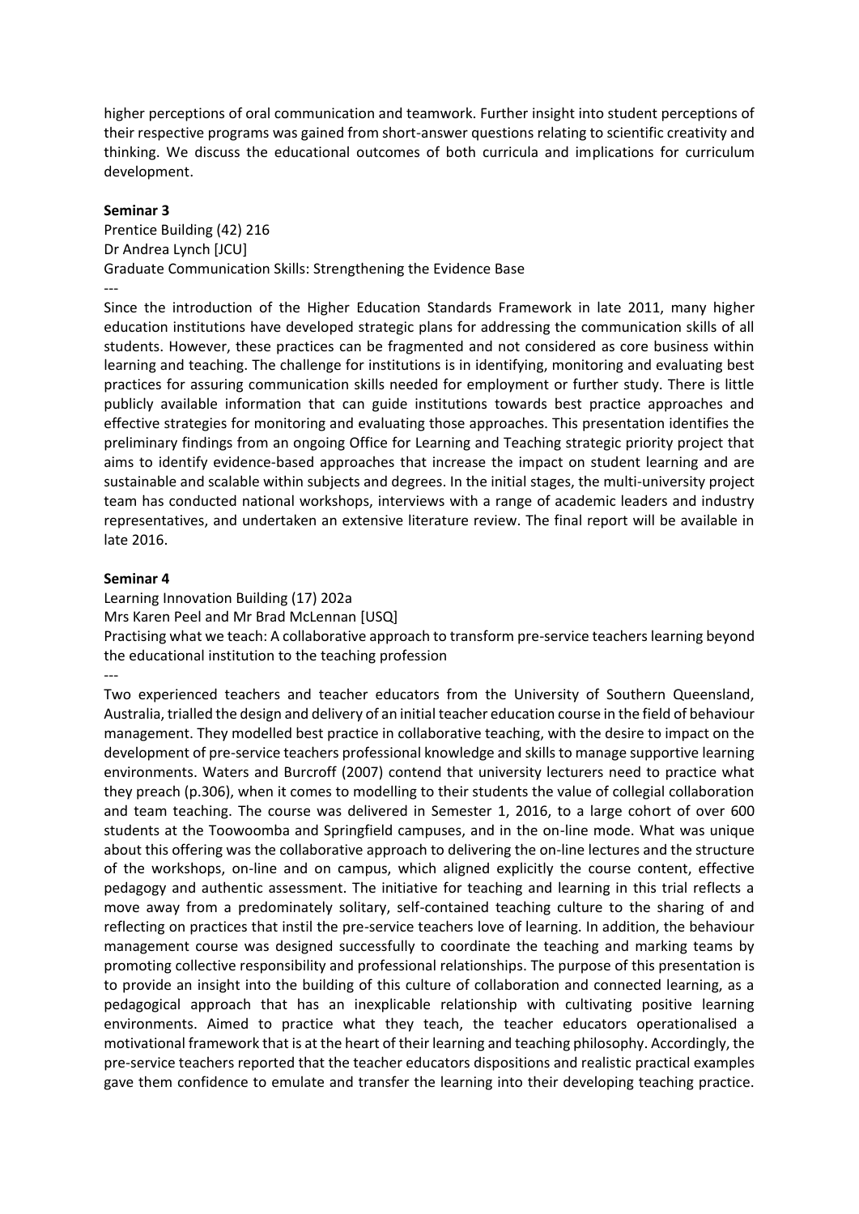higher perceptions of oral communication and teamwork. Further insight into student perceptions of their respective programs was gained from short-answer questions relating to scientific creativity and thinking. We discuss the educational outcomes of both curricula and implications for curriculum development.

**Seminar 3**

Prentice Building (42) 216
Dr Andrea Lynch [JCU]
Graduate Communication Skills: Strengthening the Evidence Base

---

Since the introduction of the Higher Education Standards Framework in late 2011, many higher education institutions have developed strategic plans for addressing the communication skills of all students. However, these practices can be fragmented and not considered as core business within learning and teaching. The challenge for institutions is in identifying, monitoring and evaluating best practices for assuring communication skills needed for employment or further study. There is little publicly available information that can guide institutions towards best practice approaches and effective strategies for monitoring and evaluating those approaches. This presentation identifies the preliminary findings from an ongoing Office for Learning and Teaching strategic priority project that aims to identify evidence-based approaches that increase the impact on student learning and are sustainable and scalable within subjects and degrees. In the initial stages, the multi-university project team has conducted national workshops, interviews with a range of academic leaders and industry representatives, and undertaken an extensive literature review. The final report will be available in late 2016.

**Seminar 4**

Learning Innovation Building (17) 202a
Mrs Karen Peel and Mr Brad McLennan [USQ]
Practising what we teach: A collaborative approach to transform pre-service teachers learning beyond the educational institution to the teaching profession

---

Two experienced teachers and teacher educators from the University of Southern Queensland, Australia, trialled the design and delivery of an initial teacher education course in the field of behaviour management. They modelled best practice in collaborative teaching, with the desire to impact on the development of pre-service teachers professional knowledge and skills to manage supportive learning environments. Waters and Burcroff (2007) contend that university lecturers need to practice what they preach (p.306), when it comes to modelling to their students the value of collegial collaboration and team teaching. The course was delivered in Semester 1, 2016, to a large cohort of over 600 students at the Toowoomba and Springfield campuses, and in the on-line mode. What was unique about this offering was the collaborative approach to delivering the on-line lectures and the structure of the workshops, on-line and on campus, which aligned explicitly the course content, effective pedagogy and authentic assessment. The initiative for teaching and learning in this trial reflects a move away from a predominately solitary, self-contained teaching culture to the sharing of and reflecting on practices that instil the pre-service teachers love of learning. In addition, the behaviour management course was designed successfully to coordinate the teaching and marking teams by promoting collective responsibility and professional relationships. The purpose of this presentation is to provide an insight into the building of this culture of collaboration and connected learning, as a pedagogical approach that has an inexplicable relationship with cultivating positive learning environments. Aimed to practice what they teach, the teacher educators operationalised a motivational framework that is at the heart of their learning and teaching philosophy. Accordingly, the pre-service teachers reported that the teacher educators dispositions and realistic practical examples gave them confidence to emulate and transfer the learning into their developing teaching practice.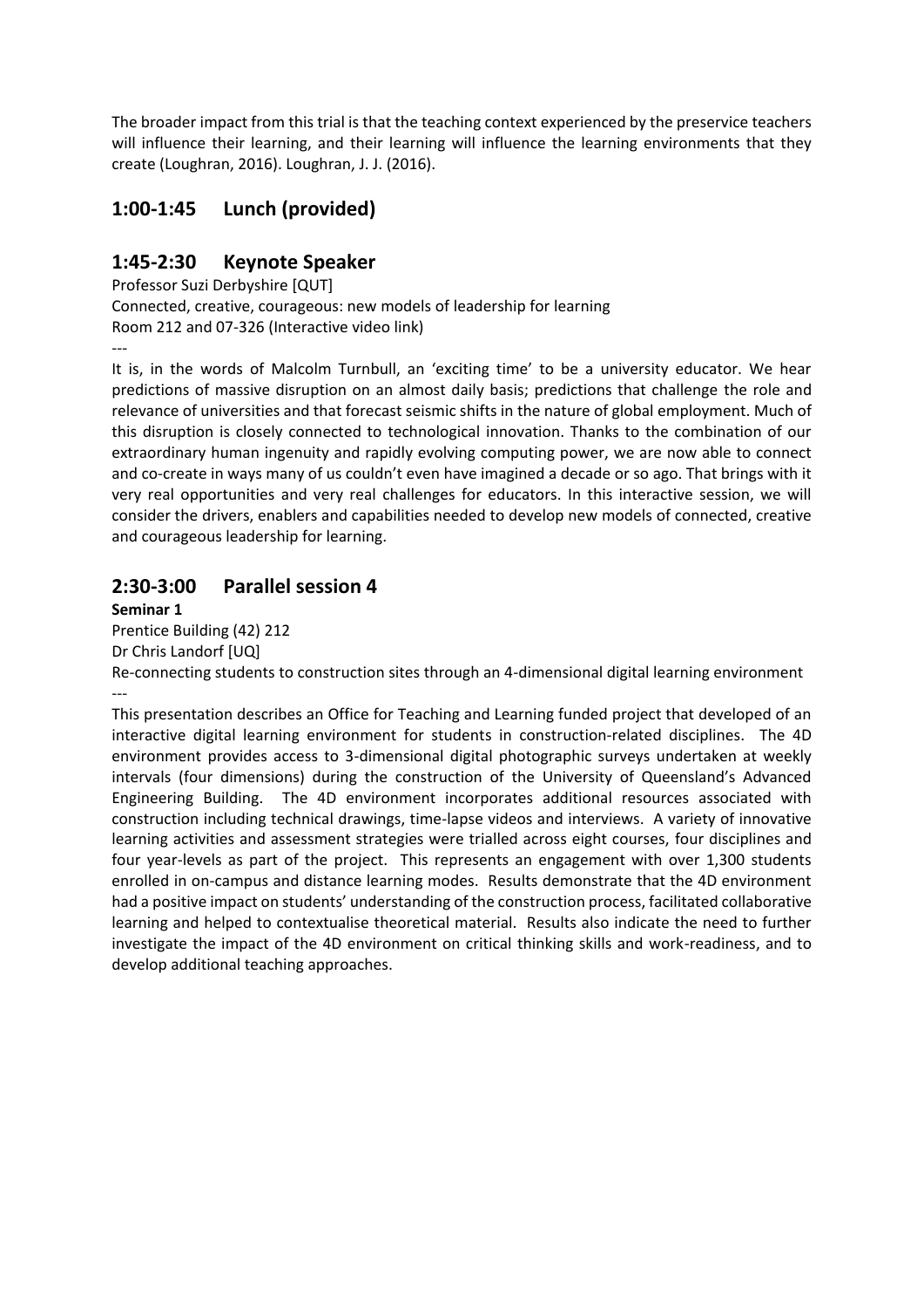The broader impact from this trial is that the teaching context experienced by the preservice teachers will influence their learning, and their learning will influence the learning environments that they create (Loughran, 2016). Loughran, J. J. (2016).

## 1:00-1:45 Lunch (provided)

## 1:45-2:30 Keynote Speaker

Professor Suzi Derbyshire [QUT]
Connected, creative, courageous: new models of leadership for learning
Room 212 and 07-326 (Interactive video link)
---
It is, in the words of Malcolm Turnbull, an 'exciting time' to be a university educator. We hear predictions of massive disruption on an almost daily basis; predictions that challenge the role and relevance of universities and that forecast seismic shifts in the nature of global employment. Much of this disruption is closely connected to technological innovation. Thanks to the combination of our extraordinary human ingenuity and rapidly evolving computing power, we are now able to connect and co-create in ways many of us couldn't even have imagined a decade or so ago. That brings with it very real opportunities and very real challenges for educators. In this interactive session, we will consider the drivers, enablers and capabilities needed to develop new models of connected, creative and courageous leadership for learning.

## 2:30-3:00 Parallel session 4

**Seminar 1**
Prentice Building (42) 212
Dr Chris Landorf [UQ]
Re-connecting students to construction sites through an 4-dimensional digital learning environment
---
This presentation describes an Office for Teaching and Learning funded project that developed of an interactive digital learning environment for students in construction-related disciplines. The 4D environment provides access to 3-dimensional digital photographic surveys undertaken at weekly intervals (four dimensions) during the construction of the University of Queensland's Advanced Engineering Building. The 4D environment incorporates additional resources associated with construction including technical drawings, time-lapse videos and interviews. A variety of innovative learning activities and assessment strategies were trialled across eight courses, four disciplines and four year-levels as part of the project. This represents an engagement with over 1,300 students enrolled in on-campus and distance learning modes. Results demonstrate that the 4D environment had a positive impact on students' understanding of the construction process, facilitated collaborative learning and helped to contextualise theoretical material. Results also indicate the need to further investigate the impact of the 4D environment on critical thinking skills and work-readiness, and to develop additional teaching approaches.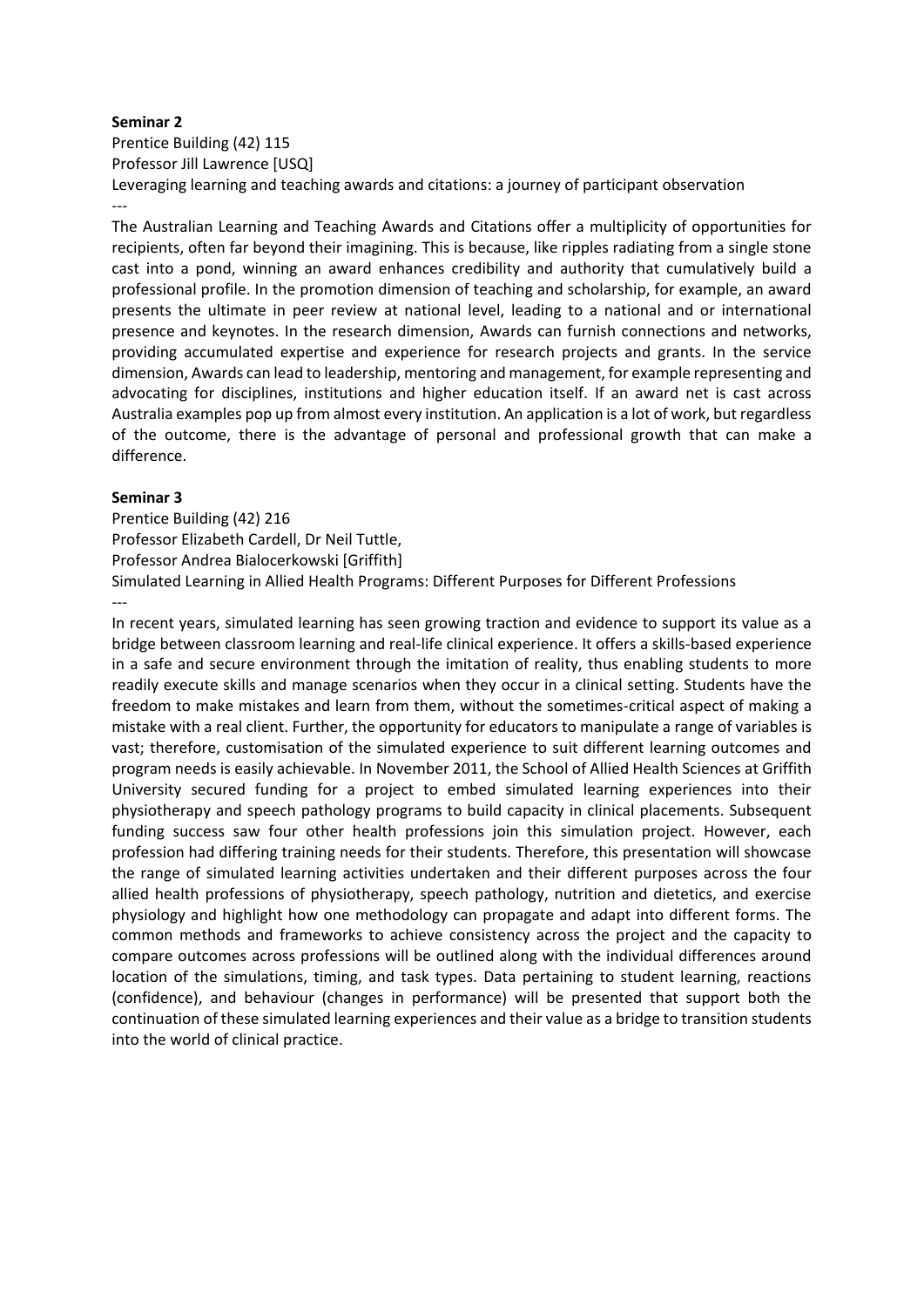**Seminar 2**

Prentice Building (42) 115

Professor Jill Lawrence [USQ]

Leveraging learning and teaching awards and citations: a journey of participant observation

---

The Australian Learning and Teaching Awards and Citations offer a multiplicity of opportunities for recipients, often far beyond their imagining. This is because, like ripples radiating from a single stone cast into a pond, winning an award enhances credibility and authority that cumulatively build a professional profile. In the promotion dimension of teaching and scholarship, for example, an award presents the ultimate in peer review at national level, leading to a national and or international presence and keynotes. In the research dimension, Awards can furnish connections and networks, providing accumulated expertise and experience for research projects and grants. In the service dimension, Awards can lead to leadership, mentoring and management, for example representing and advocating for disciplines, institutions and higher education itself. If an award net is cast across Australia examples pop up from almost every institution. An application is a lot of work, but regardless of the outcome, there is the advantage of personal and professional growth that can make a difference.

**Seminar 3**

Prentice Building (42) 216

Professor Elizabeth Cardell, Dr Neil Tuttle,

Professor Andrea Bialocerkowski [Griffith]

Simulated Learning in Allied Health Programs: Different Purposes for Different Professions

---

In recent years, simulated learning has seen growing traction and evidence to support its value as a bridge between classroom learning and real-life clinical experience. It offers a skills-based experience in a safe and secure environment through the imitation of reality, thus enabling students to more readily execute skills and manage scenarios when they occur in a clinical setting. Students have the freedom to make mistakes and learn from them, without the sometimes-critical aspect of making a mistake with a real client. Further, the opportunity for educators to manipulate a range of variables is vast; therefore, customisation of the simulated experience to suit different learning outcomes and program needs is easily achievable. In November 2011, the School of Allied Health Sciences at Griffith University secured funding for a project to embed simulated learning experiences into their physiotherapy and speech pathology programs to build capacity in clinical placements. Subsequent funding success saw four other health professions join this simulation project. However, each profession had differing training needs for their students. Therefore, this presentation will showcase the range of simulated learning activities undertaken and their different purposes across the four allied health professions of physiotherapy, speech pathology, nutrition and dietetics, and exercise physiology and highlight how one methodology can propagate and adapt into different forms. The common methods and frameworks to achieve consistency across the project and the capacity to compare outcomes across professions will be outlined along with the individual differences around location of the simulations, timing, and task types. Data pertaining to student learning, reactions (confidence), and behaviour (changes in performance) will be presented that support both the continuation of these simulated learning experiences and their value as a bridge to transition students into the world of clinical practice.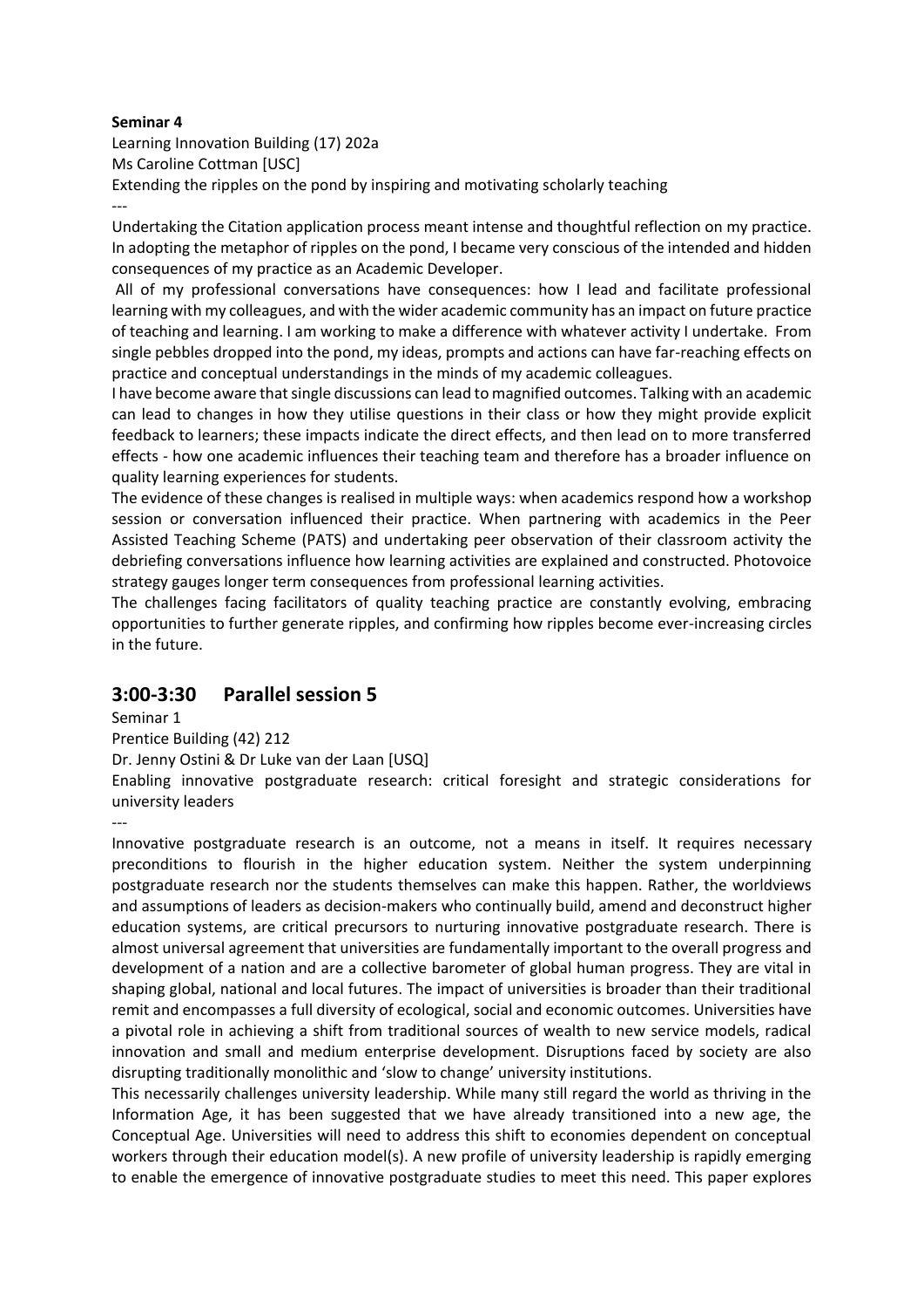**Seminar 4**

Learning Innovation Building (17) 202a

Ms Caroline Cottman [USC]

Extending the ripples on the pond by inspiring and motivating scholarly teaching

---

Undertaking the Citation application process meant intense and thoughtful reflection on my practice. In adopting the metaphor of ripples on the pond, I became very conscious of the intended and hidden consequences of my practice as an Academic Developer.

All of my professional conversations have consequences: how I lead and facilitate professional learning with my colleagues, and with the wider academic community has an impact on future practice of teaching and learning. I am working to make a difference with whatever activity I undertake. From single pebbles dropped into the pond, my ideas, prompts and actions can have far-reaching effects on practice and conceptual understandings in the minds of my academic colleagues.

I have become aware that single discussions can lead to magnified outcomes. Talking with an academic can lead to changes in how they utilise questions in their class or how they might provide explicit feedback to learners; these impacts indicate the direct effects, and then lead on to more transferred effects - how one academic influences their teaching team and therefore has a broader influence on quality learning experiences for students.

The evidence of these changes is realised in multiple ways: when academics respond how a workshop session or conversation influenced their practice. When partnering with academics in the Peer Assisted Teaching Scheme (PATS) and undertaking peer observation of their classroom activity the debriefing conversations influence how learning activities are explained and constructed. Photovoice strategy gauges longer term consequences from professional learning activities.

The challenges facing facilitators of quality teaching practice are constantly evolving, embracing opportunities to further generate ripples, and confirming how ripples become ever-increasing circles in the future.

## 3:00-3:30 Parallel session 5

Seminar 1

Prentice Building (42) 212

Dr. Jenny Ostini & Dr Luke van der Laan [USQ]

Enabling innovative postgraduate research: critical foresight and strategic considerations for university leaders

---

Innovative postgraduate research is an outcome, not a means in itself. It requires necessary preconditions to flourish in the higher education system. Neither the system underpinning postgraduate research nor the students themselves can make this happen. Rather, the worldviews and assumptions of leaders as decision-makers who continually build, amend and deconstruct higher education systems, are critical precursors to nurturing innovative postgraduate research. There is almost universal agreement that universities are fundamentally important to the overall progress and development of a nation and are a collective barometer of global human progress. They are vital in shaping global, national and local futures. The impact of universities is broader than their traditional remit and encompasses a full diversity of ecological, social and economic outcomes. Universities have a pivotal role in achieving a shift from traditional sources of wealth to new service models, radical innovation and small and medium enterprise development. Disruptions faced by society are also disrupting traditionally monolithic and 'slow to change' university institutions.

This necessarily challenges university leadership. While many still regard the world as thriving in the Information Age, it has been suggested that we have already transitioned into a new age, the Conceptual Age. Universities will need to address this shift to economies dependent on conceptual workers through their education model(s). A new profile of university leadership is rapidly emerging to enable the emergence of innovative postgraduate studies to meet this need. This paper explores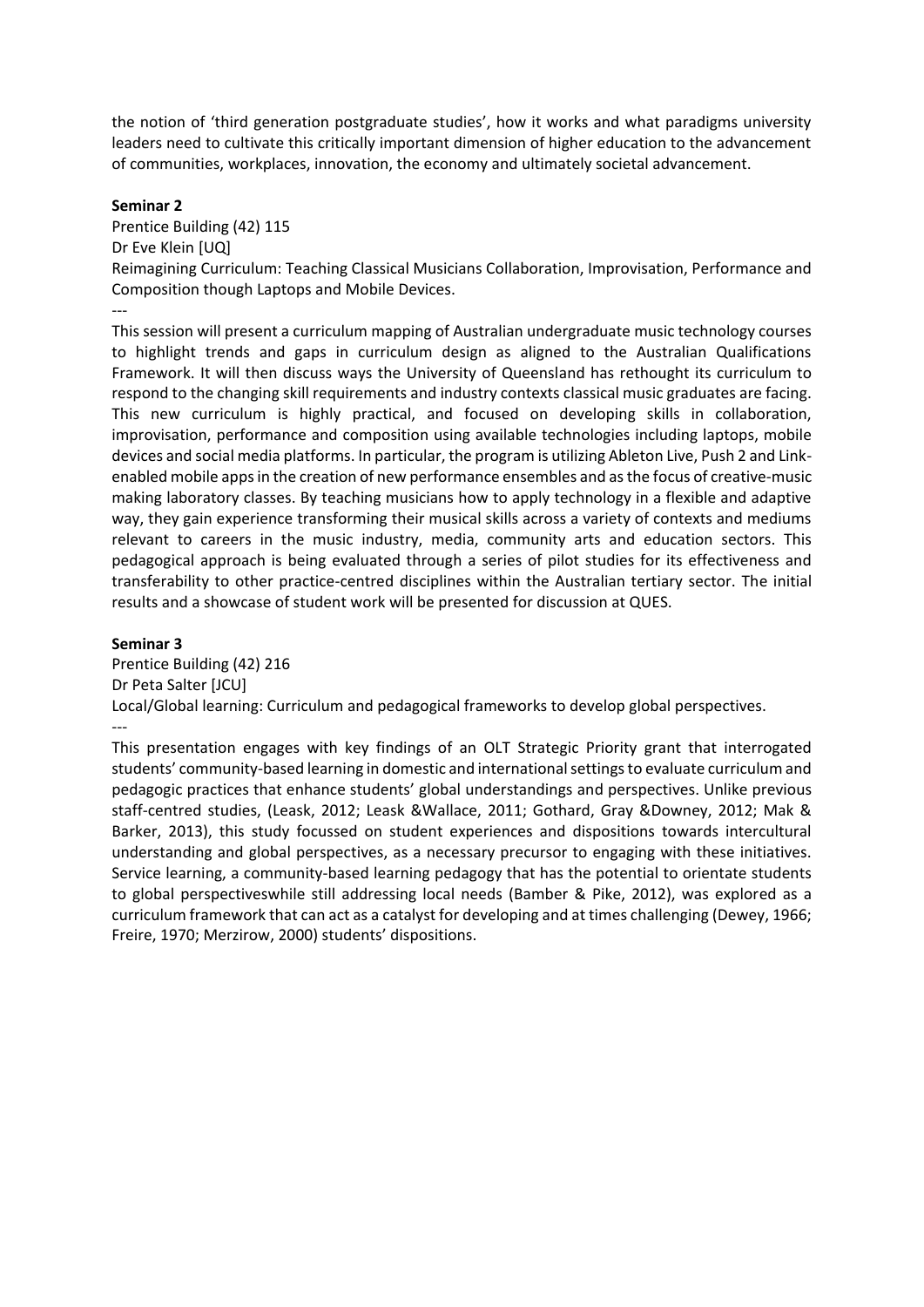the notion of 'third generation postgraduate studies', how it works and what paradigms university leaders need to cultivate this critically important dimension of higher education to the advancement of communities, workplaces, innovation, the economy and ultimately societal advancement.

**Seminar 2**

Prentice Building (42) 115

Dr Eve Klein [UQ]

Reimagining Curriculum: Teaching Classical Musicians Collaboration, Improvisation, Performance and Composition though Laptops and Mobile Devices.

---

This session will present a curriculum mapping of Australian undergraduate music technology courses to highlight trends and gaps in curriculum design as aligned to the Australian Qualifications Framework. It will then discuss ways the University of Queensland has rethought its curriculum to respond to the changing skill requirements and industry contexts classical music graduates are facing. This new curriculum is highly practical, and focused on developing skills in collaboration, improvisation, performance and composition using available technologies including laptops, mobile devices and social media platforms. In particular, the program is utilizing Ableton Live, Push 2 and Link-enabled mobile apps in the creation of new performance ensembles and as the focus of creative-music making laboratory classes. By teaching musicians how to apply technology in a flexible and adaptive way, they gain experience transforming their musical skills across a variety of contexts and mediums relevant to careers in the music industry, media, community arts and education sectors. This pedagogical approach is being evaluated through a series of pilot studies for its effectiveness and transferability to other practice-centred disciplines within the Australian tertiary sector. The initial results and a showcase of student work will be presented for discussion at QUES.

**Seminar 3**

Prentice Building (42) 216

Dr Peta Salter [JCU]

Local/Global learning: Curriculum and pedagogical frameworks to develop global perspectives.

---

This presentation engages with key findings of an OLT Strategic Priority grant that interrogated students' community-based learning in domestic and international settings to evaluate curriculum and pedagogic practices that enhance students' global understandings and perspectives. Unlike previous staff-centred studies, (Leask, 2012; Leask &Wallace, 2011; Gothard, Gray &Downey, 2012; Mak & Barker, 2013), this study focussed on student experiences and dispositions towards intercultural understanding and global perspectives, as a necessary precursor to engaging with these initiatives. Service learning, a community-based learning pedagogy that has the potential to orientate students to global perspectiveswhile still addressing local needs (Bamber & Pike, 2012), was explored as a curriculum framework that can act as a catalyst for developing and at times challenging (Dewey, 1966; Freire, 1970; Merzirow, 2000) students' dispositions.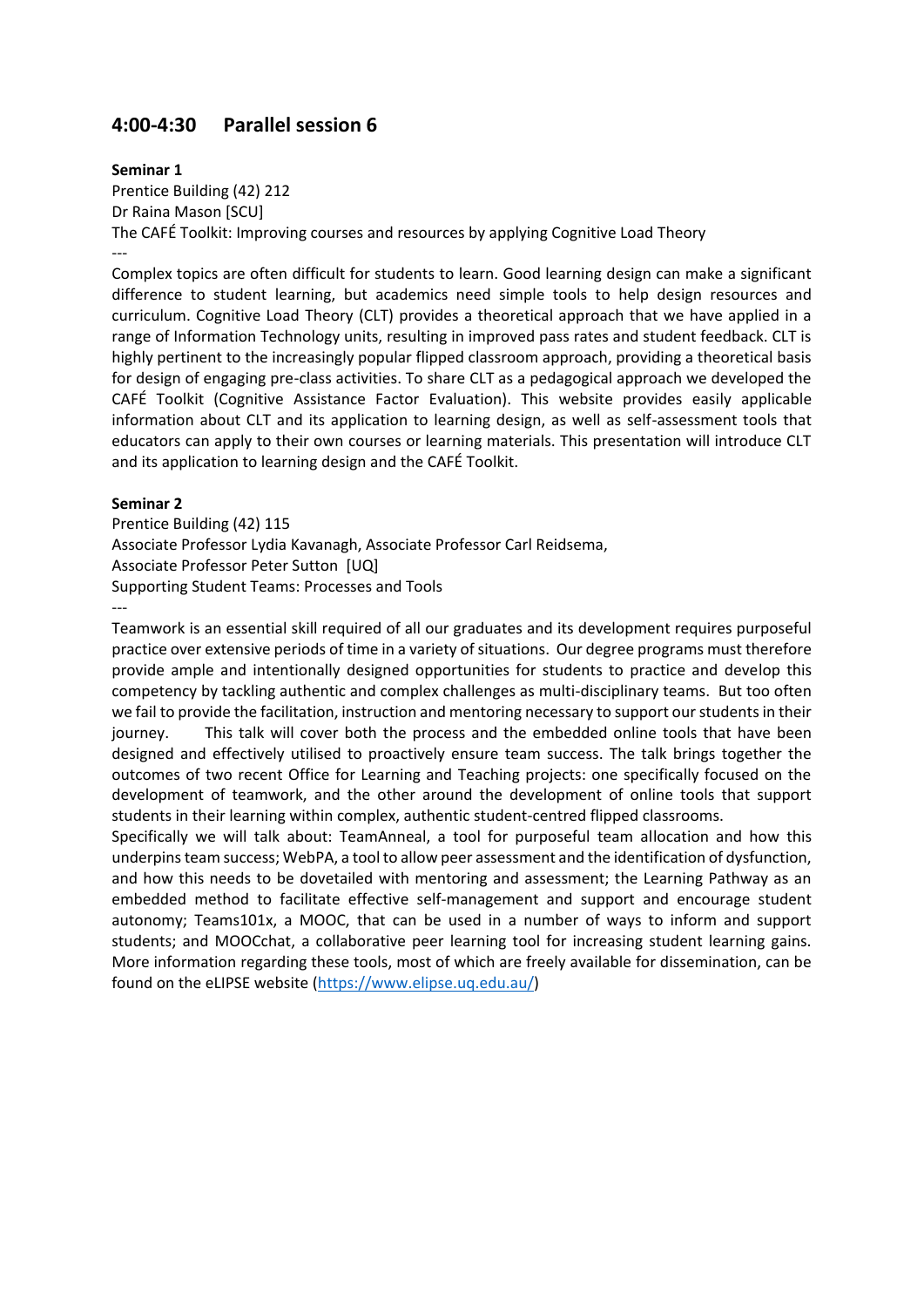## 4:00-4:30 Parallel session 6

**Seminar 1**

Prentice Building (42) 212

Dr Raina Mason [SCU]

The CAFÉ Toolkit: Improving courses and resources by applying Cognitive Load Theory

---

Complex topics are often difficult for students to learn. Good learning design can make a significant difference to student learning, but academics need simple tools to help design resources and curriculum. Cognitive Load Theory (CLT) provides a theoretical approach that we have applied in a range of Information Technology units, resulting in improved pass rates and student feedback. CLT is highly pertinent to the increasingly popular flipped classroom approach, providing a theoretical basis for design of engaging pre-class activities. To share CLT as a pedagogical approach we developed the CAFÉ Toolkit (Cognitive Assistance Factor Evaluation). This website provides easily applicable information about CLT and its application to learning design, as well as self-assessment tools that educators can apply to their own courses or learning materials. This presentation will introduce CLT and its application to learning design and the CAFÉ Toolkit.

**Seminar 2**

Prentice Building (42) 115

Associate Professor Lydia Kavanagh, Associate Professor Carl Reidsema,

Associate Professor Peter Sutton [UQ]

Supporting Student Teams: Processes and Tools

---

Teamwork is an essential skill required of all our graduates and its development requires purposeful practice over extensive periods of time in a variety of situations. Our degree programs must therefore provide ample and intentionally designed opportunities for students to practice and develop this competency by tackling authentic and complex challenges as multi-disciplinary teams. But too often we fail to provide the facilitation, instruction and mentoring necessary to support our students in their journey. This talk will cover both the process and the embedded online tools that have been designed and effectively utilised to proactively ensure team success. The talk brings together the outcomes of two recent Office for Learning and Teaching projects: one specifically focused on the development of teamwork, and the other around the development of online tools that support students in their learning within complex, authentic student-centred flipped classrooms.

Specifically we will talk about: TeamAnneal, a tool for purposeful team allocation and how this underpins team success; WebPA, a tool to allow peer assessment and the identification of dysfunction, and how this needs to be dovetailed with mentoring and assessment; the Learning Pathway as an embedded method to facilitate effective self-management and support and encourage student autonomy; Teams101x, a MOOC, that can be used in a number of ways to inform and support students; and MOOCchat, a collaborative peer learning tool for increasing student learning gains. More information regarding these tools, most of which are freely available for dissemination, can be found on the eLIPSE website (https://www.elipse.uq.edu.au/)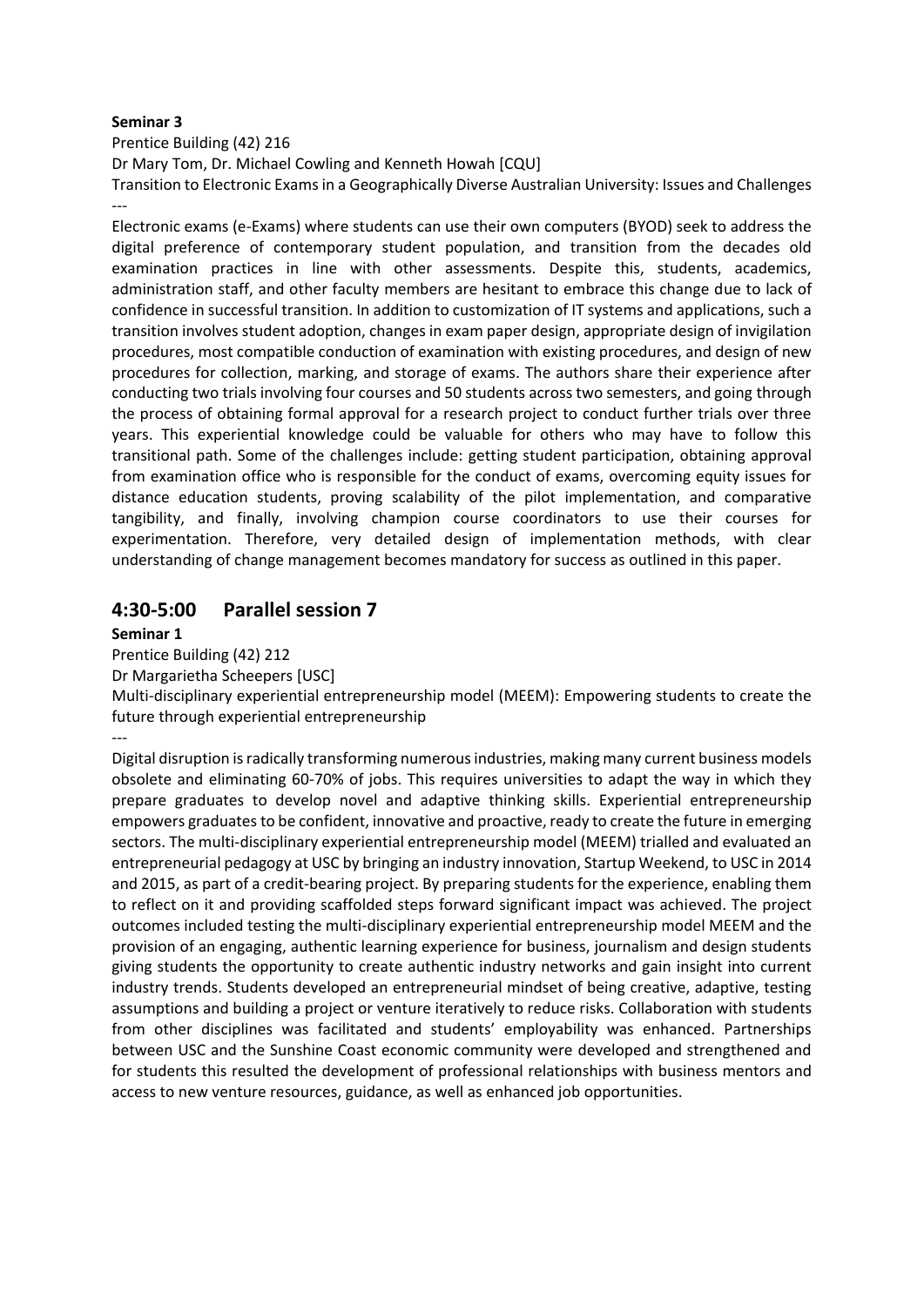**Seminar 3**

Prentice Building (42) 216

Dr Mary Tom, Dr. Michael Cowling and Kenneth Howah [CQU]

Transition to Electronic Exams in a Geographically Diverse Australian University: Issues and Challenges

---

Electronic exams (e-Exams) where students can use their own computers (BYOD) seek to address the digital preference of contemporary student population, and transition from the decades old examination practices in line with other assessments. Despite this, students, academics, administration staff, and other faculty members are hesitant to embrace this change due to lack of confidence in successful transition. In addition to customization of IT systems and applications, such a transition involves student adoption, changes in exam paper design, appropriate design of invigilation procedures, most compatible conduction of examination with existing procedures, and design of new procedures for collection, marking, and storage of exams. The authors share their experience after conducting two trials involving four courses and 50 students across two semesters, and going through the process of obtaining formal approval for a research project to conduct further trials over three years. This experiential knowledge could be valuable for others who may have to follow this transitional path. Some of the challenges include: getting student participation, obtaining approval from examination office who is responsible for the conduct of exams, overcoming equity issues for distance education students, proving scalability of the pilot implementation, and comparative tangibility, and finally, involving champion course coordinators to use their courses for experimentation. Therefore, very detailed design of implementation methods, with clear understanding of change management becomes mandatory for success as outlined in this paper.

## 4:30-5:00 Parallel session 7

**Seminar 1**

Prentice Building (42) 212

Dr Margarietha Scheepers [USC]

Multi-disciplinary experiential entrepreneurship model (MEEM): Empowering students to create the future through experiential entrepreneurship

---

Digital disruption is radically transforming numerous industries, making many current business models obsolete and eliminating 60-70% of jobs. This requires universities to adapt the way in which they prepare graduates to develop novel and adaptive thinking skills. Experiential entrepreneurship empowers graduates to be confident, innovative and proactive, ready to create the future in emerging sectors. The multi-disciplinary experiential entrepreneurship model (MEEM) trialled and evaluated an entrepreneurial pedagogy at USC by bringing an industry innovation, Startup Weekend, to USC in 2014 and 2015, as part of a credit-bearing project. By preparing students for the experience, enabling them to reflect on it and providing scaffolded steps forward significant impact was achieved. The project outcomes included testing the multi-disciplinary experiential entrepreneurship model MEEM and the provision of an engaging, authentic learning experience for business, journalism and design students giving students the opportunity to create authentic industry networks and gain insight into current industry trends. Students developed an entrepreneurial mindset of being creative, adaptive, testing assumptions and building a project or venture iteratively to reduce risks. Collaboration with students from other disciplines was facilitated and students' employability was enhanced. Partnerships between USC and the Sunshine Coast economic community were developed and strengthened and for students this resulted the development of professional relationships with business mentors and access to new venture resources, guidance, as well as enhanced job opportunities.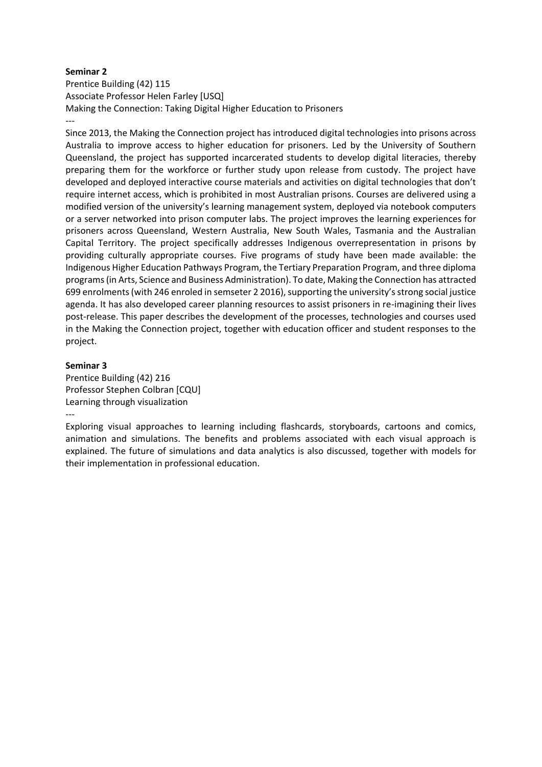**Seminar 2**

Prentice Building (42) 115

Associate Professor Helen Farley [USQ]

Making the Connection: Taking Digital Higher Education to Prisoners

---

Since 2013, the Making the Connection project has introduced digital technologies into prisons across Australia to improve access to higher education for prisoners. Led by the University of Southern Queensland, the project has supported incarcerated students to develop digital literacies, thereby preparing them for the workforce or further study upon release from custody. The project have developed and deployed interactive course materials and activities on digital technologies that don't require internet access, which is prohibited in most Australian prisons. Courses are delivered using a modified version of the university's learning management system, deployed via notebook computers or a server networked into prison computer labs. The project improves the learning experiences for prisoners across Queensland, Western Australia, New South Wales, Tasmania and the Australian Capital Territory. The project specifically addresses Indigenous overrepresentation in prisons by providing culturally appropriate courses. Five programs of study have been made available: the Indigenous Higher Education Pathways Program, the Tertiary Preparation Program, and three diploma programs (in Arts, Science and Business Administration). To date, Making the Connection has attracted 699 enrolments (with 246 enroled in semseter 2 2016), supporting the university's strong social justice agenda. It has also developed career planning resources to assist prisoners in re-imagining their lives post-release. This paper describes the development of the processes, technologies and courses used in the Making the Connection project, together with education officer and student responses to the project.

**Seminar 3**

Prentice Building (42) 216

Professor Stephen Colbran [CQU]

Learning through visualization

---

Exploring visual approaches to learning including flashcards, storyboards, cartoons and comics, animation and simulations. The benefits and problems associated with each visual approach is explained. The future of simulations and data analytics is also discussed, together with models for their implementation in professional education.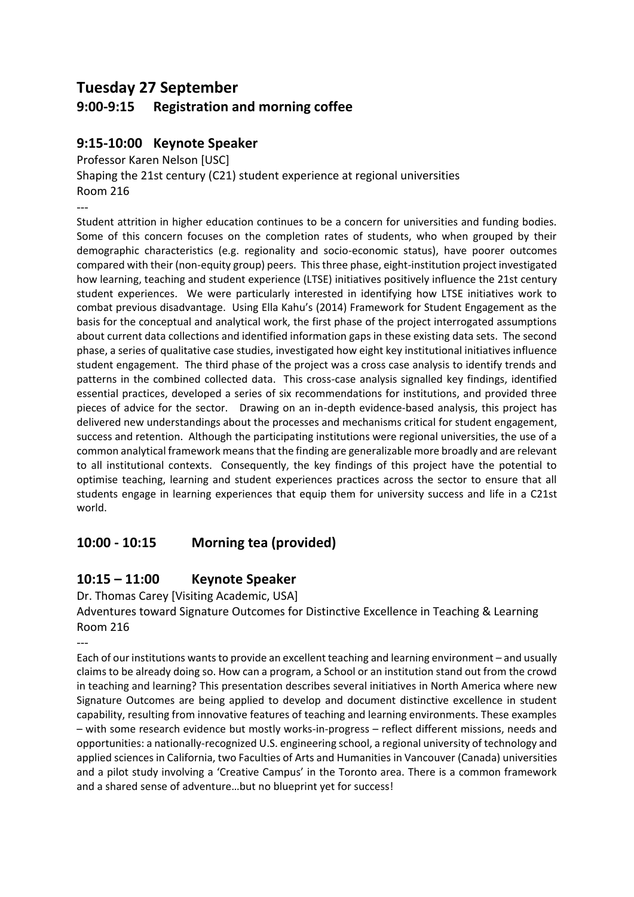## Tuesday 27 September

### 9:00-9:15 Registration and morning coffee

### 9:15-10:00 Keynote Speaker

Professor Karen Nelson [USC]

Shaping the 21st century (C21) student experience at regional universities

Room 216

---

Student attrition in higher education continues to be a concern for universities and funding bodies. Some of this concern focuses on the completion rates of students, who when grouped by their demographic characteristics (e.g. regionality and socio-economic status), have poorer outcomes compared with their (non-equity group) peers. This three phase, eight-institution project investigated how learning, teaching and student experience (LTSE) initiatives positively influence the 21st century student experiences. We were particularly interested in identifying how LTSE initiatives work to combat previous disadvantage. Using Ella Kahu's (2014) Framework for Student Engagement as the basis for the conceptual and analytical work, the first phase of the project interrogated assumptions about current data collections and identified information gaps in these existing data sets. The second phase, a series of qualitative case studies, investigated how eight key institutional initiatives influence student engagement. The third phase of the project was a cross case analysis to identify trends and patterns in the combined collected data. This cross-case analysis signalled key findings, identified essential practices, developed a series of six recommendations for institutions, and provided three pieces of advice for the sector. Drawing on an in-depth evidence-based analysis, this project has delivered new understandings about the processes and mechanisms critical for student engagement, success and retention. Although the participating institutions were regional universities, the use of a common analytical framework means that the finding are generalizable more broadly and are relevant to all institutional contexts. Consequently, the key findings of this project have the potential to optimise teaching, learning and student experiences practices across the sector to ensure that all students engage in learning experiences that equip them for university success and life in a C21st world.

### 10:00 - 10:15 Morning tea (provided)

### 10:15 – 11:00 Keynote Speaker

Dr. Thomas Carey [Visiting Academic, USA]

Adventures toward Signature Outcomes for Distinctive Excellence in Teaching & Learning

Room 216

---

Each of our institutions wants to provide an excellent teaching and learning environment – and usually claims to be already doing so. How can a program, a School or an institution stand out from the crowd in teaching and learning? This presentation describes several initiatives in North America where new Signature Outcomes are being applied to develop and document distinctive excellence in student capability, resulting from innovative features of teaching and learning environments. These examples – with some research evidence but mostly works-in-progress – reflect different missions, needs and opportunities: a nationally-recognized U.S. engineering school, a regional university of technology and applied sciences in California, two Faculties of Arts and Humanities in Vancouver (Canada) universities and a pilot study involving a 'Creative Campus' in the Toronto area. There is a common framework and a shared sense of adventure…but no blueprint yet for success!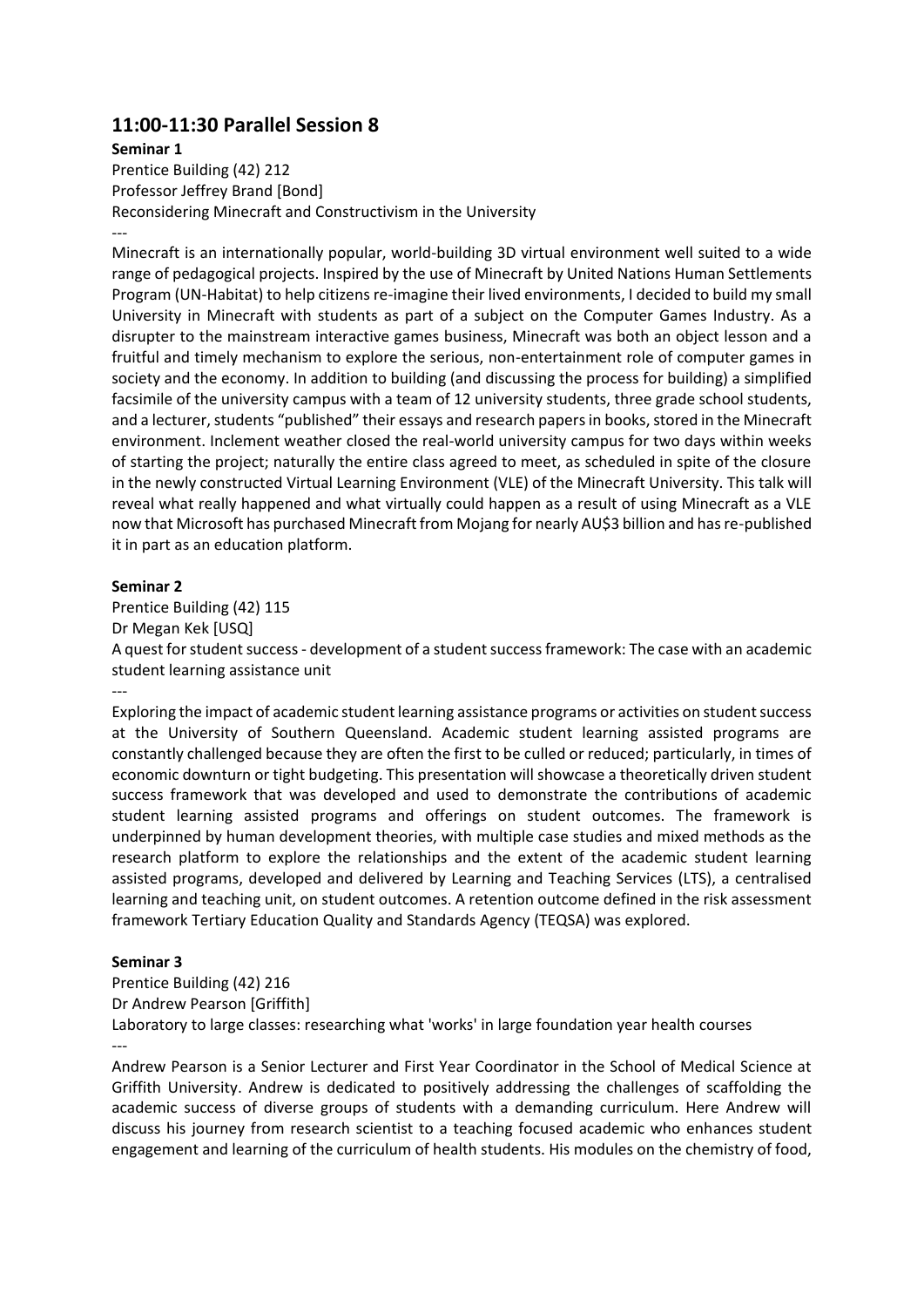## 11:00-11:30 Parallel Session 8

**Seminar 1**

Prentice Building (42) 212
Professor Jeffrey Brand [Bond]
Reconsidering Minecraft and Constructivism in the University

---

Minecraft is an internationally popular, world-building 3D virtual environment well suited to a wide range of pedagogical projects. Inspired by the use of Minecraft by United Nations Human Settlements Program (UN-Habitat) to help citizens re-imagine their lived environments, I decided to build my small University in Minecraft with students as part of a subject on the Computer Games Industry. As a disrupter to the mainstream interactive games business, Minecraft was both an object lesson and a fruitful and timely mechanism to explore the serious, non-entertainment role of computer games in society and the economy. In addition to building (and discussing the process for building) a simplified facsimile of the university campus with a team of 12 university students, three grade school students, and a lecturer, students "published" their essays and research papers in books, stored in the Minecraft environment. Inclement weather closed the real-world university campus for two days within weeks of starting the project; naturally the entire class agreed to meet, as scheduled in spite of the closure in the newly constructed Virtual Learning Environment (VLE) of the Minecraft University. This talk will reveal what really happened and what virtually could happen as a result of using Minecraft as a VLE now that Microsoft has purchased Minecraft from Mojang for nearly AU$3 billion and has re-published it in part as an education platform.

**Seminar 2**

Prentice Building (42) 115
Dr Megan Kek [USQ]
A quest for student success - development of a student success framework: The case with an academic student learning assistance unit

---

Exploring the impact of academic student learning assistance programs or activities on student success at the University of Southern Queensland. Academic student learning assisted programs are constantly challenged because they are often the first to be culled or reduced; particularly, in times of economic downturn or tight budgeting. This presentation will showcase a theoretically driven student success framework that was developed and used to demonstrate the contributions of academic student learning assisted programs and offerings on student outcomes. The framework is underpinned by human development theories, with multiple case studies and mixed methods as the research platform to explore the relationships and the extent of the academic student learning assisted programs, developed and delivered by Learning and Teaching Services (LTS), a centralised learning and teaching unit, on student outcomes. A retention outcome defined in the risk assessment framework Tertiary Education Quality and Standards Agency (TEQSA) was explored.

**Seminar 3**

Prentice Building (42) 216
Dr Andrew Pearson [Griffith]
Laboratory to large classes: researching what 'works' in large foundation year health courses

---

Andrew Pearson is a Senior Lecturer and First Year Coordinator in the School of Medical Science at Griffith University. Andrew is dedicated to positively addressing the challenges of scaffolding the academic success of diverse groups of students with a demanding curriculum. Here Andrew will discuss his journey from research scientist to a teaching focused academic who enhances student engagement and learning of the curriculum of health students. His modules on the chemistry of food,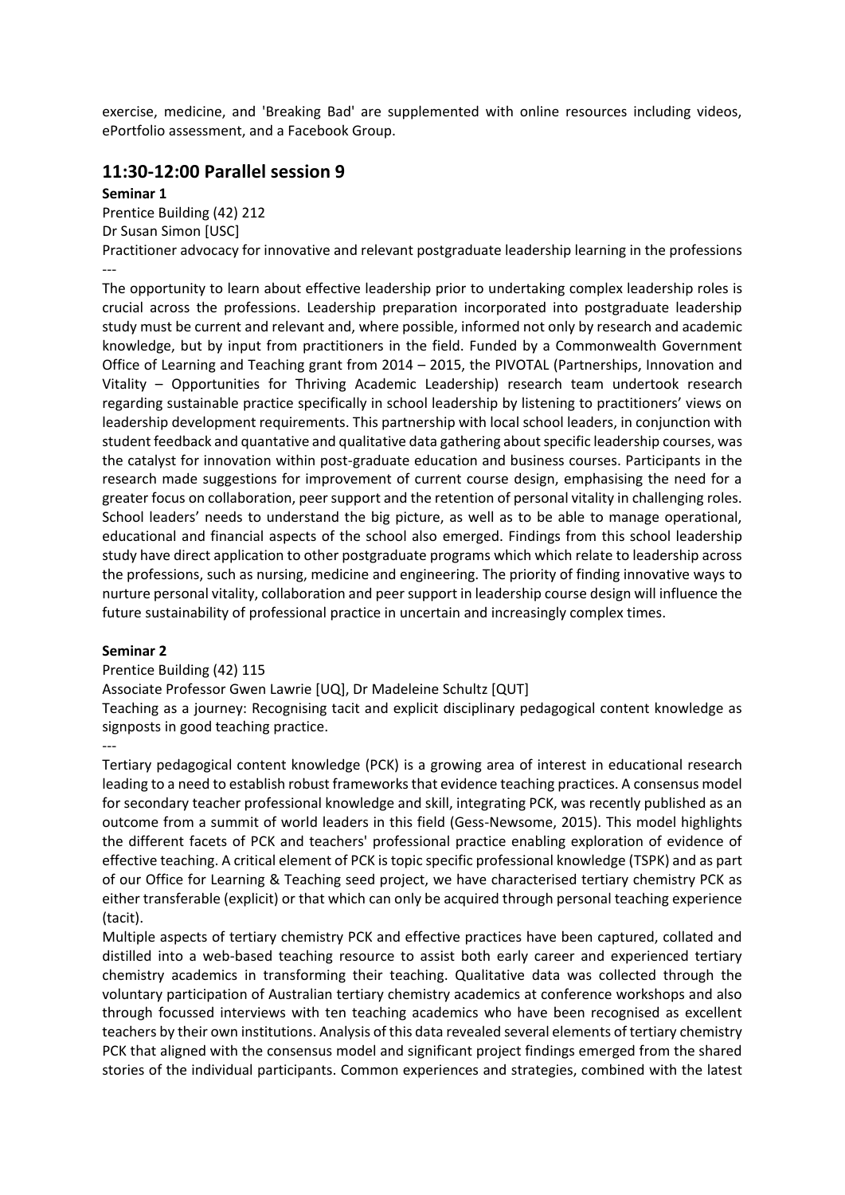exercise, medicine, and 'Breaking Bad' are supplemented with online resources including videos, ePortfolio assessment, and a Facebook Group.

## 11:30-12:00 Parallel session 9

**Seminar 1**

Prentice Building (42) 212

Dr Susan Simon [USC]

Practitioner advocacy for innovative and relevant postgraduate leadership learning in the professions

---

The opportunity to learn about effective leadership prior to undertaking complex leadership roles is crucial across the professions. Leadership preparation incorporated into postgraduate leadership study must be current and relevant and, where possible, informed not only by research and academic knowledge, but by input from practitioners in the field. Funded by a Commonwealth Government Office of Learning and Teaching grant from 2014 – 2015, the PIVOTAL (Partnerships, Innovation and Vitality – Opportunities for Thriving Academic Leadership) research team undertook research regarding sustainable practice specifically in school leadership by listening to practitioners' views on leadership development requirements. This partnership with local school leaders, in conjunction with student feedback and quantative and qualitative data gathering about specific leadership courses, was the catalyst for innovation within post-graduate education and business courses. Participants in the research made suggestions for improvement of current course design, emphasising the need for a greater focus on collaboration, peer support and the retention of personal vitality in challenging roles. School leaders' needs to understand the big picture, as well as to be able to manage operational, educational and financial aspects of the school also emerged. Findings from this school leadership study have direct application to other postgraduate programs which which relate to leadership across the professions, such as nursing, medicine and engineering. The priority of finding innovative ways to nurture personal vitality, collaboration and peer support in leadership course design will influence the future sustainability of professional practice in uncertain and increasingly complex times.

**Seminar 2**

Prentice Building (42) 115

Associate Professor Gwen Lawrie [UQ], Dr Madeleine Schultz [QUT]

Teaching as a journey: Recognising tacit and explicit disciplinary pedagogical content knowledge as signposts in good teaching practice.

---

Tertiary pedagogical content knowledge (PCK) is a growing area of interest in educational research leading to a need to establish robust frameworks that evidence teaching practices. A consensus model for secondary teacher professional knowledge and skill, integrating PCK, was recently published as an outcome from a summit of world leaders in this field (Gess-Newsome, 2015). This model highlights the different facets of PCK and teachers' professional practice enabling exploration of evidence of effective teaching. A critical element of PCK is topic specific professional knowledge (TSPK) and as part of our Office for Learning & Teaching seed project, we have characterised tertiary chemistry PCK as either transferable (explicit) or that which can only be acquired through personal teaching experience (tacit).

Multiple aspects of tertiary chemistry PCK and effective practices have been captured, collated and distilled into a web-based teaching resource to assist both early career and experienced tertiary chemistry academics in transforming their teaching. Qualitative data was collected through the voluntary participation of Australian tertiary chemistry academics at conference workshops and also through focussed interviews with ten teaching academics who have been recognised as excellent teachers by their own institutions. Analysis of this data revealed several elements of tertiary chemistry PCK that aligned with the consensus model and significant project findings emerged from the shared stories of the individual participants. Common experiences and strategies, combined with the latest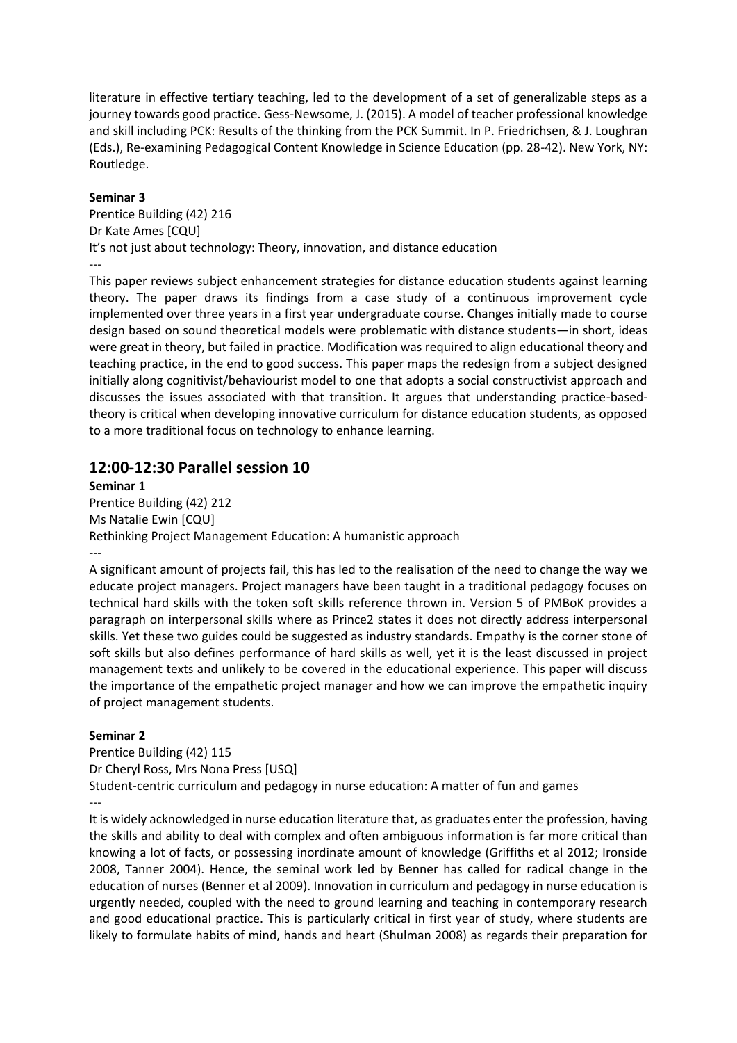literature in effective tertiary teaching, led to the development of a set of generalizable steps as a journey towards good practice. Gess-Newsome, J. (2015). A model of teacher professional knowledge and skill including PCK: Results of the thinking from the PCK Summit. In P. Friedrichsen, & J. Loughran (Eds.), Re-examining Pedagogical Content Knowledge in Science Education (pp. 28-42). New York, NY: Routledge.

**Seminar 3**

Prentice Building (42) 216
Dr Kate Ames [CQU]
It's not just about technology: Theory, innovation, and distance education

---

This paper reviews subject enhancement strategies for distance education students against learning theory. The paper draws its findings from a case study of a continuous improvement cycle implemented over three years in a first year undergraduate course. Changes initially made to course design based on sound theoretical models were problematic with distance students—in short, ideas were great in theory, but failed in practice. Modification was required to align educational theory and teaching practice, in the end to good success. This paper maps the redesign from a subject designed initially along cognitivist/behaviourist model to one that adopts a social constructivist approach and discusses the issues associated with that transition. It argues that understanding practice-based-theory is critical when developing innovative curriculum for distance education students, as opposed to a more traditional focus on technology to enhance learning.

## 12:00-12:30 Parallel session 10

**Seminar 1**

Prentice Building (42) 212
Ms Natalie Ewin [CQU]
Rethinking Project Management Education: A humanistic approach

---

A significant amount of projects fail, this has led to the realisation of the need to change the way we educate project managers. Project managers have been taught in a traditional pedagogy focuses on technical hard skills with the token soft skills reference thrown in. Version 5 of PMBoK provides a paragraph on interpersonal skills where as Prince2 states it does not directly address interpersonal skills. Yet these two guides could be suggested as industry standards. Empathy is the corner stone of soft skills but also defines performance of hard skills as well, yet it is the least discussed in project management texts and unlikely to be covered in the educational experience. This paper will discuss the importance of the empathetic project manager and how we can improve the empathetic inquiry of project management students.

**Seminar 2**

Prentice Building (42) 115
Dr Cheryl Ross, Mrs Nona Press [USQ]
Student-centric curriculum and pedagogy in nurse education: A matter of fun and games

---

It is widely acknowledged in nurse education literature that, as graduates enter the profession, having the skills and ability to deal with complex and often ambiguous information is far more critical than knowing a lot of facts, or possessing inordinate amount of knowledge (Griffiths et al 2012; Ironside 2008, Tanner 2004). Hence, the seminal work led by Benner has called for radical change in the education of nurses (Benner et al 2009). Innovation in curriculum and pedagogy in nurse education is urgently needed, coupled with the need to ground learning and teaching in contemporary research and good educational practice. This is particularly critical in first year of study, where students are likely to formulate habits of mind, hands and heart (Shulman 2008) as regards their preparation for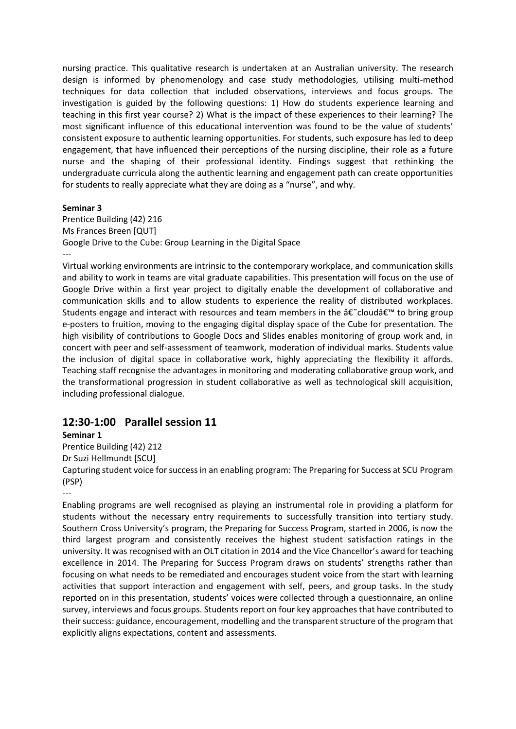nursing practice. This qualitative research is undertaken at an Australian university. The research design is informed by phenomenology and case study methodologies, utilising multi-method techniques for data collection that included observations, interviews and focus groups. The investigation is guided by the following questions: 1) How do students experience learning and teaching in this first year course? 2) What is the impact of these experiences to their learning? The most significant influence of this educational intervention was found to be the value of students' consistent exposure to authentic learning opportunities. For students, such exposure has led to deep engagement, that have influenced their perceptions of the nursing discipline, their role as a future nurse and the shaping of their professional identity. Findings suggest that rethinking the undergraduate curricula along the authentic learning and engagement path can create opportunities for students to really appreciate what they are doing as a "nurse", and why.

**Seminar 3**

Prentice Building (42) 216

Ms Frances Breen [QUT]

Google Drive to the Cube: Group Learning in the Digital Space

---

Virtual working environments are intrinsic to the contemporary workplace, and communication skills and ability to work in teams are vital graduate capabilities. This presentation will focus on the use of Google Drive within a first year project to digitally enable the development of collaborative and communication skills and to allow students to experience the reality of distributed workplaces. Students engage and interact with resources and team members in the â€˜cloudâ€™ to bring group e-posters to fruition, moving to the engaging digital display space of the Cube for presentation. The high visibility of contributions to Google Docs and Slides enables monitoring of group work and, in concert with peer and self-assessment of teamwork, moderation of individual marks. Students value the inclusion of digital space in collaborative work, highly appreciating the flexibility it affords. Teaching staff recognise the advantages in monitoring and moderating collaborative group work, and the transformational progression in student collaborative as well as technological skill acquisition, including professional dialogue.

## 12:30-1:00 Parallel session 11

**Seminar 1**

Prentice Building (42) 212

Dr Suzi Hellmundt [SCU]

Capturing student voice for success in an enabling program: The Preparing for Success at SCU Program (PSP)

---

Enabling programs are well recognised as playing an instrumental role in providing a platform for students without the necessary entry requirements to successfully transition into tertiary study. Southern Cross University's program, the Preparing for Success Program, started in 2006, is now the third largest program and consistently receives the highest student satisfaction ratings in the university. It was recognised with an OLT citation in 2014 and the Vice Chancellor's award for teaching excellence in 2014. The Preparing for Success Program draws on students' strengths rather than focusing on what needs to be remediated and encourages student voice from the start with learning activities that support interaction and engagement with self, peers, and group tasks. In the study reported on in this presentation, students' voices were collected through a questionnaire, an online survey, interviews and focus groups. Students report on four key approaches that have contributed to their success: guidance, encouragement, modelling and the transparent structure of the program that explicitly aligns expectations, content and assessments.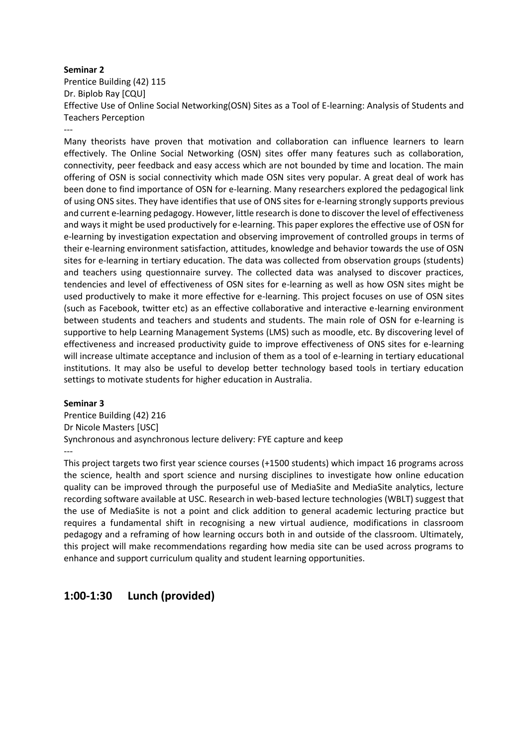**Seminar 2**

Prentice Building (42) 115

Dr. Biplob Ray [CQU]

Effective Use of Online Social Networking(OSN) Sites as a Tool of E-learning: Analysis of Students and Teachers Perception

---

Many theorists have proven that motivation and collaboration can influence learners to learn effectively. The Online Social Networking (OSN) sites offer many features such as collaboration, connectivity, peer feedback and easy access which are not bounded by time and location. The main offering of OSN is social connectivity which made OSN sites very popular. A great deal of work has been done to find importance of OSN for e-learning. Many researchers explored the pedagogical link of using ONS sites. They have identifies that use of ONS sites for e-learning strongly supports previous and current e-learning pedagogy. However, little research is done to discover the level of effectiveness and ways it might be used productively for e-learning. This paper explores the effective use of OSN for e-learning by investigation expectation and observing improvement of controlled groups in terms of their e-learning environment satisfaction, attitudes, knowledge and behavior towards the use of OSN sites for e-learning in tertiary education. The data was collected from observation groups (students) and teachers using questionnaire survey. The collected data was analysed to discover practices, tendencies and level of effectiveness of OSN sites for e-learning as well as how OSN sites might be used productively to make it more effective for e-learning. This project focuses on use of OSN sites (such as Facebook, twitter etc) as an effective collaborative and interactive e-learning environment between students and teachers and students and students. The main role of OSN for e-learning is supportive to help Learning Management Systems (LMS) such as moodle, etc. By discovering level of effectiveness and increased productivity guide to improve effectiveness of ONS sites for e-learning will increase ultimate acceptance and inclusion of them as a tool of e-learning in tertiary educational institutions. It may also be useful to develop better technology based tools in tertiary education settings to motivate students for higher education in Australia.

**Seminar 3**

Prentice Building (42) 216

Dr Nicole Masters [USC]

Synchronous and asynchronous lecture delivery: FYE capture and keep

---

This project targets two first year science courses (+1500 students) which impact 16 programs across the science, health and sport science and nursing disciplines to investigate how online education quality can be improved through the purposeful use of MediaSite and MediaSite analytics, lecture recording software available at USC. Research in web-based lecture technologies (WBLT) suggest that the use of MediaSite is not a point and click addition to general academic lecturing practice but requires a fundamental shift in recognising a new virtual audience, modifications in classroom pedagogy and a reframing of how learning occurs both in and outside of the classroom. Ultimately, this project will make recommendations regarding how media site can be used across programs to enhance and support curriculum quality and student learning opportunities.

## 1:00-1:30 Lunch (provided)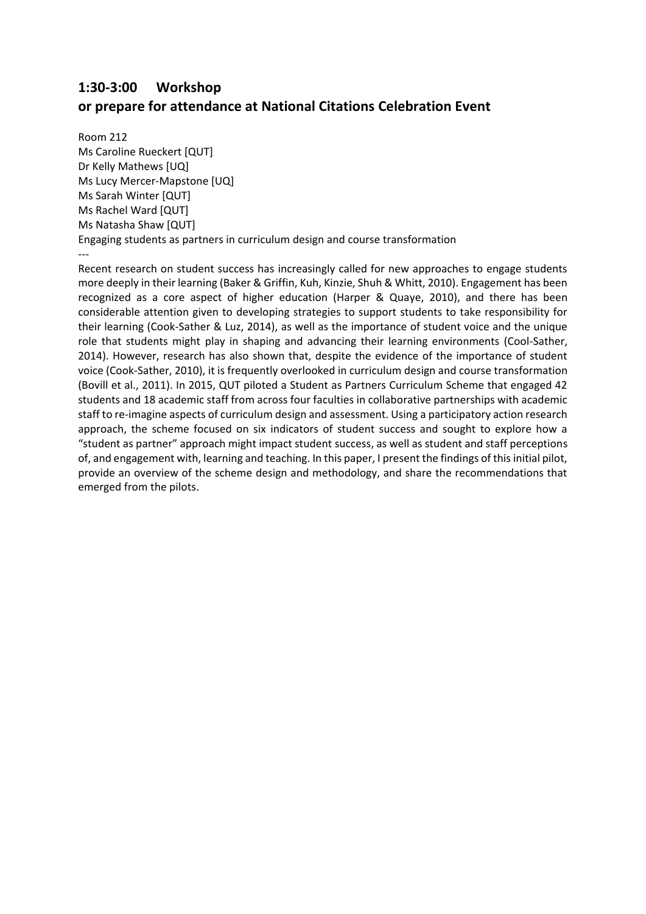## 1:30-3:00 Workshop
## or prepare for attendance at National Citations Celebration Event

Room 212
Ms Caroline Rueckert [QUT]
Dr Kelly Mathews [UQ]
Ms Lucy Mercer-Mapstone [UQ]
Ms Sarah Winter [QUT]
Ms Rachel Ward [QUT]
Ms Natasha Shaw [QUT]
Engaging students as partners in curriculum design and course transformation
---
Recent research on student success has increasingly called for new approaches to engage students more deeply in their learning (Baker & Griffin, Kuh, Kinzie, Shuh & Whitt, 2010). Engagement has been recognized as a core aspect of higher education (Harper & Quaye, 2010), and there has been considerable attention given to developing strategies to support students to take responsibility for their learning (Cook-Sather & Luz, 2014), as well as the importance of student voice and the unique role that students might play in shaping and advancing their learning environments (Cool-Sather, 2014). However, research has also shown that, despite the evidence of the importance of student voice (Cook-Sather, 2010), it is frequently overlooked in curriculum design and course transformation (Bovill et al., 2011). In 2015, QUT piloted a Student as Partners Curriculum Scheme that engaged 42 students and 18 academic staff from across four faculties in collaborative partnerships with academic staff to re-imagine aspects of curriculum design and assessment. Using a participatory action research approach, the scheme focused on six indicators of student success and sought to explore how a "student as partner" approach might impact student success, as well as student and staff perceptions of, and engagement with, learning and teaching. In this paper, I present the findings of this initial pilot, provide an overview of the scheme design and methodology, and share the recommendations that emerged from the pilots.